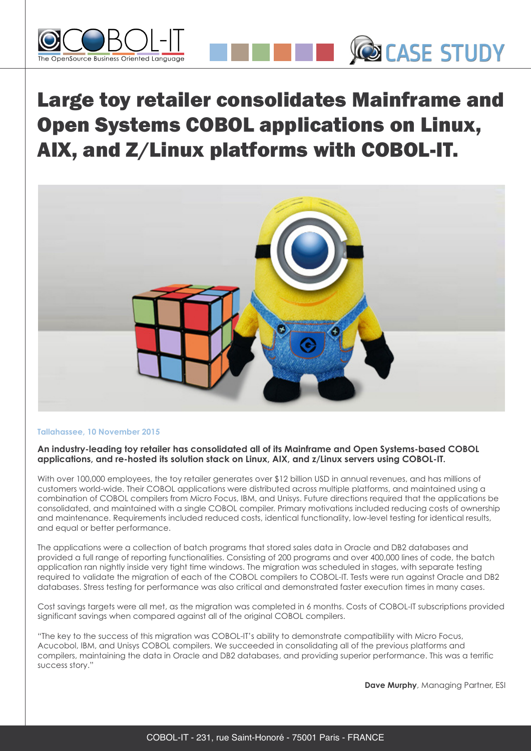# Large toy retailer consolidates Mainframe and Open Systems COBOL applications on Linux, AIX, and Z/Linux platforms with COBOL-IT.

**Tallahassee, 10 November 2015**

**An industry-leading toy retailer has consolidated all of its Mainframe and Open Systems-based COBOL applications, and re-hosted its solution stack on Linux, AIX, and z/Linux servers using COBOL-IT.**

With over 100,000 employees, the toy retailer generates over $12 billion USD in annual revenues, and has millions of customers world-wide. Their COBOL applications were distributed across multiple platforms, and maintained using a combination of COBOL compilers from Micro Focus, IBM, and Unisys. Future directions required that the applications be consolidated, and maintained with a single COBOL compiler. Primary motivations included reducing costs of ownership and maintenance. Requirements included reduced costs, identical functionality, low-level testing for identical results, and equal or better performance.

The applications were a collection of batch programs that stored sales data in Oracle and DB2 databases and provided a full range of reporting functionalities. Consisting of 200 programs and over 400,000 lines of code, the batch application ran nightly inside very tight time windows. The migration was scheduled in stages, with separate testing required to validate the migration of each of the COBOL compilers to COBOL-IT. Tests were run against Oracle and DB2 databases. Stress testing for performance was also critical and demonstrated faster execution times in many cases.

Cost savings targets were all met, as the migration was completed in 6 months. Costs of COBOL-IT subscriptions provided significant savings when compared against all of the original COBOL compilers.

"The key to the success of this migration was COBOL-IT's ability to demonstrate compatibility with Micro Focus, Acucobol, IBM, and Unisys COBOL compilers. We succeeded in consolidating all of the previous platforms and compilers, maintaining the data in Oracle and DB2 databases, and providing superior performance. This was a terrific success story."

**Dave Murphy**, Managing Partner, ESI

COBOL-IT - 231, rue Saint-Honoré - 75001 Paris - FRANCE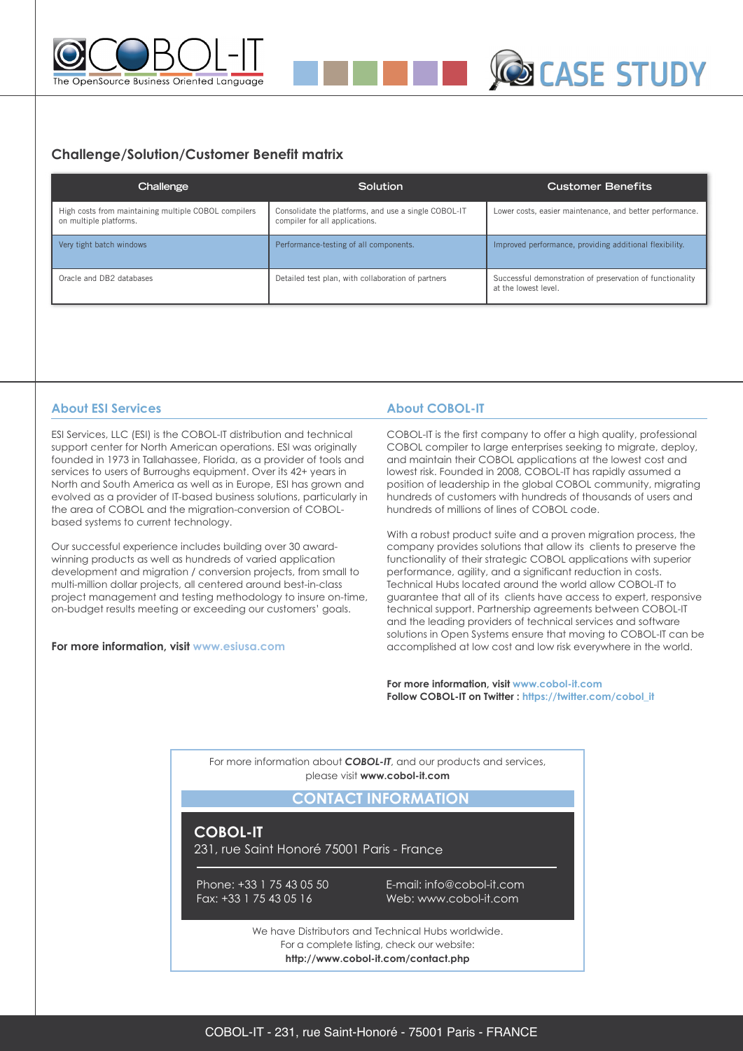## Challenge/Solution/Customer Benefit matrix

| Challenge | Solution | Customer Benefits |
| --- | --- | --- |
| High costs from maintaining multiple COBOL compilers on multiple platforms. | Consolidate the platforms, and use a single COBOL-IT compiler for all applications. | Lower costs, easier maintenance, and better performance. |
| Very tight batch windows | Performance-testing of all components. | Improved performance, providing additional flexibility. |
| Oracle and DB2 databases | Detailed test plan, with collaboration of partners | Successful demonstration of preservation of functionality at the lowest level. |

## About ESI Services

ESI Services, LLC (ESI) is the COBOL-IT distribution and technical support center for North American operations. ESI was originally founded in 1973 in Tallahassee, Florida, as a provider of tools and services to users of Burroughs equipment. Over its 42+ years in North and South America as well as in Europe, ESI has grown and evolved as a provider of IT-based business solutions, particularly in the area of COBOL and the migration-conversion of COBOL-based systems to current technology.

Our successful experience includes building over 30 award-winning products as well as hundreds of varied application development and migration / conversion projects, from small to multi-million dollar projects, all centered around best-in-class project management and testing methodology to insure on-time, on-budget results meeting or exceeding our customers' goals.

**For more information, visit** www.esiusa.com

## About COBOL-IT

COBOL-IT is the first company to offer a high quality, professional COBOL compiler to large enterprises seeking to migrate, deploy, and maintain their COBOL applications at the lowest cost and lowest risk. Founded in 2008, COBOL-IT has rapidly assumed a position of leadership in the global COBOL community, migrating hundreds of customers with hundreds of thousands of users and hundreds of millions of lines of COBOL code.

With a robust product suite and a proven migration process, the company provides solutions that allow its clients to preserve the functionality of their strategic COBOL applications with superior performance, agility, and a significant reduction in costs. Technical Hubs located around the world allow COBOL-IT to guarantee that all of its clients have access to expert, responsive technical support. Partnership agreements between COBOL-IT and the leading providers of technical services and software solutions in Open Systems ensure that moving to COBOL-IT can be accomplished at low cost and low risk everywhere in the world.

**For more information, visit** www.cobol-it.com
**Follow COBOL-IT on Twitter :** https://twitter.com/cobol_it

For more information about ***COBOL-IT***, and our products and services, please visit **www.cobol-it.com**

### CONTACT INFORMATION

**COBOL-IT**
231, rue Saint Honoré 75001 Paris - France

Phone: +33 1 75 43 05 50
Fax: +33 1 75 43 05 16

E-mail: info@cobol-it.com
Web: www.cobol-it.com

We have Distributors and Technical Hubs worldwide.
For a complete listing, check our website:
**http://www.cobol-it.com/contact.php**